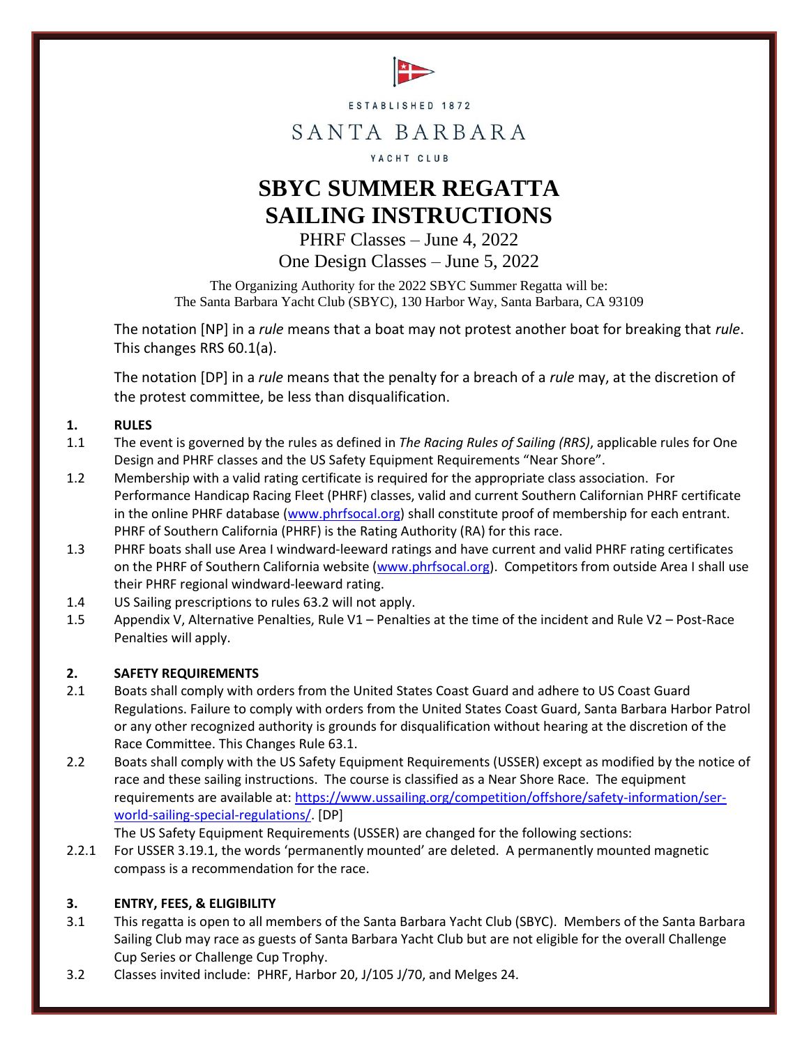ESTABLISHED 1872

SANTA BARBARA

YACHT CLUB

# SBYC SUMMER REGATTA
# SAILING INSTRUCTIONS

PHRF Classes – June 4, 2022

One Design Classes – June 5, 2022

The Organizing Authority for the 2022 SBYC Summer Regatta will be:
The Santa Barbara Yacht Club (SBYC), 130 Harbor Way, Santa Barbara, CA 93109

The notation [NP] in a *rule* means that a boat may not protest another boat for breaking that *rule*. This changes RRS 60.1(a).

The notation [DP] in a *rule* means that the penalty for a breach of a *rule* may, at the discretion of the protest committee, be less than disqualification.

## 1. RULES

1.1 The event is governed by the rules as defined in *The Racing Rules of Sailing (RRS)*, applicable rules for One Design and PHRF classes and the US Safety Equipment Requirements "Near Shore".

1.2 Membership with a valid rating certificate is required for the appropriate class association. For Performance Handicap Racing Fleet (PHRF) classes, valid and current Southern Californian PHRF certificate in the online PHRF database (www.phrfsocal.org) shall constitute proof of membership for each entrant. PHRF of Southern California (PHRF) is the Rating Authority (RA) for this race.

1.3 PHRF boats shall use Area I windward-leeward ratings and have current and valid PHRF rating certificates on the PHRF of Southern California website (www.phrfsocal.org). Competitors from outside Area I shall use their PHRF regional windward-leeward rating.

1.4 US Sailing prescriptions to rules 63.2 will not apply.

1.5 Appendix V, Alternative Penalties, Rule V1 – Penalties at the time of the incident and Rule V2 – Post-Race Penalties will apply.

## 2. SAFETY REQUIREMENTS

2.1 Boats shall comply with orders from the United States Coast Guard and adhere to US Coast Guard Regulations. Failure to comply with orders from the United States Coast Guard, Santa Barbara Harbor Patrol or any other recognized authority is grounds for disqualification without hearing at the discretion of the Race Committee. This Changes Rule 63.1.

2.2 Boats shall comply with the US Safety Equipment Requirements (USSER) except as modified by the notice of race and these sailing instructions. The course is classified as a Near Shore Race. The equipment requirements are available at: https://www.ussailing.org/competition/offshore/safety-information/ser-world-sailing-special-regulations/. [DP]

The US Safety Equipment Requirements (USSER) are changed for the following sections:

2.2.1 For USSER 3.19.1, the words 'permanently mounted' are deleted. A permanently mounted magnetic compass is a recommendation for the race.

## 3. ENTRY, FEES, & ELIGIBILITY

3.1 This regatta is open to all members of the Santa Barbara Yacht Club (SBYC). Members of the Santa Barbara Sailing Club may race as guests of Santa Barbara Yacht Club but are not eligible for the overall Challenge Cup Series or Challenge Cup Trophy.

3.2 Classes invited include: PHRF, Harbor 20, J/105 J/70, and Melges 24.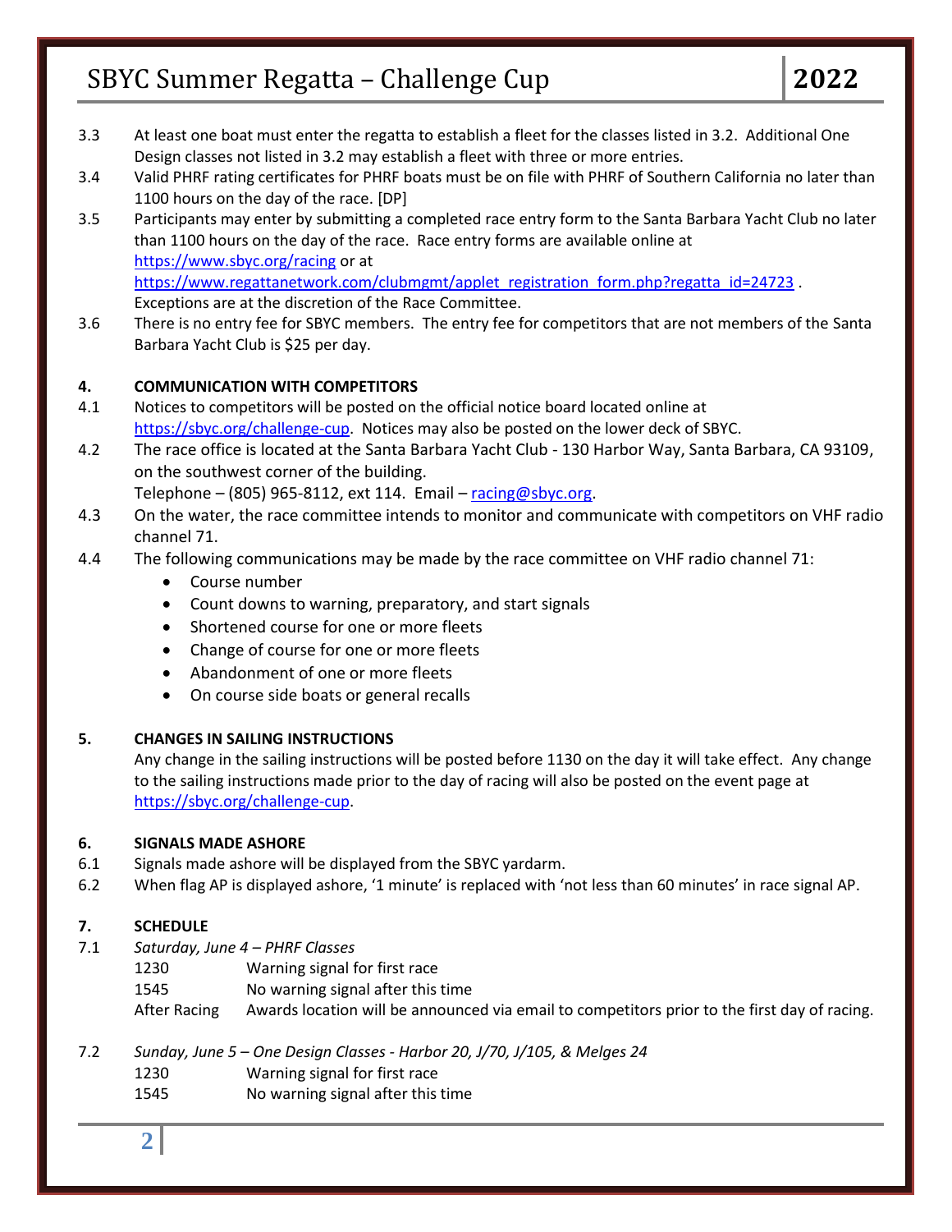3.3 At least one boat must enter the regatta to establish a fleet for the classes listed in 3.2. Additional One Design classes not listed in 3.2 may establish a fleet with three or more entries.

3.4 Valid PHRF rating certificates for PHRF boats must be on file with PHRF of Southern California no later than 1100 hours on the day of the race. [DP]

3.5 Participants may enter by submitting a completed race entry form to the Santa Barbara Yacht Club no later than 1100 hours on the day of the race. Race entry forms are available online at https://www.sbyc.org/racing or at https://www.regattanetwork.com/clubmgmt/applet_registration_form.php?regatta_id=24723 . Exceptions are at the discretion of the Race Committee.

3.6 There is no entry fee for SBYC members. The entry fee for competitors that are not members of the Santa Barbara Yacht Club is $25 per day.

**4. COMMUNICATION WITH COMPETITORS**

4.1 Notices to competitors will be posted on the official notice board located online at https://sbyc.org/challenge-cup. Notices may also be posted on the lower deck of SBYC.

4.2 The race office is located at the Santa Barbara Yacht Club - 130 Harbor Way, Santa Barbara, CA 93109, on the southwest corner of the building.
Telephone – (805) 965-8112, ext 114. Email – racing@sbyc.org.

4.3 On the water, the race committee intends to monitor and communicate with competitors on VHF radio channel 71.

4.4 The following communications may be made by the race committee on VHF radio channel 71:

- Course number
- Count downs to warning, preparatory, and start signals
- Shortened course for one or more fleets
- Change of course for one or more fleets
- Abandonment of one or more fleets
- On course side boats or general recalls

**5. CHANGES IN SAILING INSTRUCTIONS**

Any change in the sailing instructions will be posted before 1130 on the day it will take effect. Any change to the sailing instructions made prior to the day of racing will also be posted on the event page at https://sbyc.org/challenge-cup.

**6. SIGNALS MADE ASHORE**

6.1 Signals made ashore will be displayed from the SBYC yardarm.

6.2 When flag AP is displayed ashore, '1 minute' is replaced with 'not less than 60 minutes' in race signal AP.

**7. SCHEDULE**

7.1 *Saturday, June 4 – PHRF Classes*

| | |
|---|---|
| 1230 | Warning signal for first race |
| 1545 | No warning signal after this time |
| After Racing | Awards location will be announced via email to competitors prior to the first day of racing. |

7.2 *Sunday, June 5 – One Design Classes - Harbor 20, J/70, J/105, & Melges 24*

| | |
|---|---|
| 1230 | Warning signal for first race |
| 1545 | No warning signal after this time |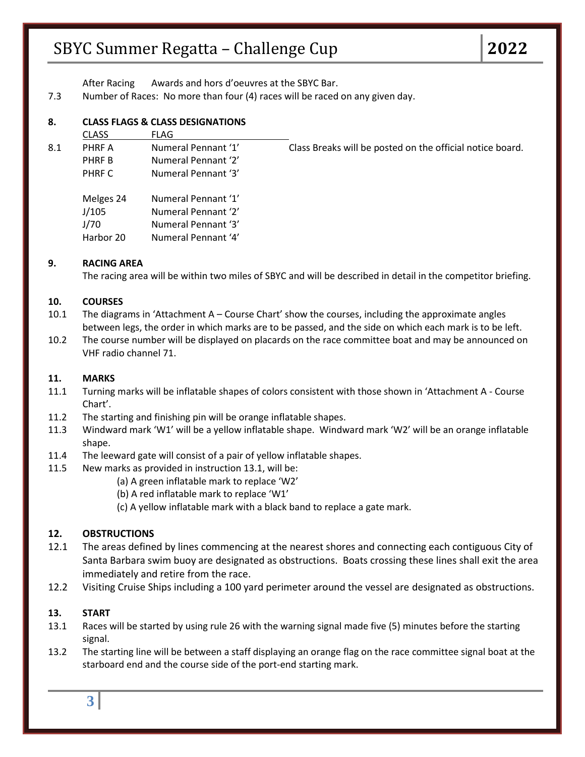After Racing Awards and hors d'oeuvres at the SBYC Bar.

7.3 Number of Races: No more than four (4) races will be raced on any given day.

## 8. CLASS FLAGS & CLASS DESIGNATIONS

8.1

| CLASS | FLAG |
|---|---|
| PHRF A | Numeral Pennant '1' |
| PHRF B | Numeral Pennant '2' |
| PHRF C | Numeral Pennant '3' |
| Melges 24 | Numeral Pennant '1' |
| J/105 | Numeral Pennant '2' |
| J/70 | Numeral Pennant '3' |
| Harbor 20 | Numeral Pennant '4' |

Class Breaks will be posted on the official notice board.

## 9. RACING AREA

The racing area will be within two miles of SBYC and will be described in detail in the competitor briefing.

## 10. COURSES

10.1 The diagrams in 'Attachment A – Course Chart' show the courses, including the approximate angles between legs, the order in which marks are to be passed, and the side on which each mark is to be left.

10.2 The course number will be displayed on placards on the race committee boat and may be announced on VHF radio channel 71.

## 11. MARKS

11.1 Turning marks will be inflatable shapes of colors consistent with those shown in 'Attachment A - Course Chart'.

11.2 The starting and finishing pin will be orange inflatable shapes.

11.3 Windward mark 'W1' will be a yellow inflatable shape. Windward mark 'W2' will be an orange inflatable shape.

11.4 The leeward gate will consist of a pair of yellow inflatable shapes.

11.5 New marks as provided in instruction 13.1, will be:

(a) A green inflatable mark to replace 'W2'

(b) A red inflatable mark to replace 'W1'

(c) A yellow inflatable mark with a black band to replace a gate mark.

## 12. OBSTRUCTIONS

12.1 The areas defined by lines commencing at the nearest shores and connecting each contiguous City of Santa Barbara swim buoy are designated as obstructions. Boats crossing these lines shall exit the area immediately and retire from the race.

12.2 Visiting Cruise Ships including a 100 yard perimeter around the vessel are designated as obstructions.

## 13. START

13.1 Races will be started by using rule 26 with the warning signal made five (5) minutes before the starting signal.

13.2 The starting line will be between a staff displaying an orange flag on the race committee signal boat at the starboard end and the course side of the port-end starting mark.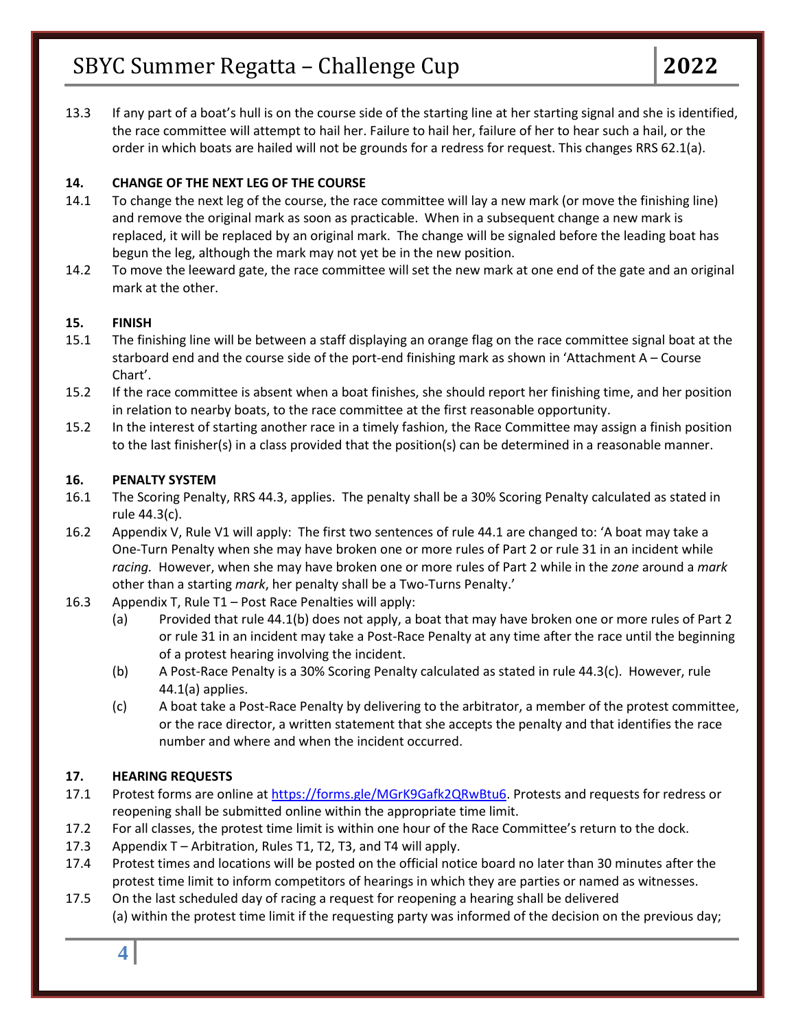13.3 If any part of a boat's hull is on the course side of the starting line at her starting signal and she is identified, the race committee will attempt to hail her. Failure to hail her, failure of her to hear such a hail, or the order in which boats are hailed will not be grounds for a redress for request. This changes RRS 62.1(a).

## 14. CHANGE OF THE NEXT LEG OF THE COURSE

14.1 To change the next leg of the course, the race committee will lay a new mark (or move the finishing line) and remove the original mark as soon as practicable. When in a subsequent change a new mark is replaced, it will be replaced by an original mark. The change will be signaled before the leading boat has begun the leg, although the mark may not yet be in the new position.

14.2 To move the leeward gate, the race committee will set the new mark at one end of the gate and an original mark at the other.

## 15. FINISH

15.1 The finishing line will be between a staff displaying an orange flag on the race committee signal boat at the starboard end and the course side of the port-end finishing mark as shown in 'Attachment A – Course Chart'.

15.2 If the race committee is absent when a boat finishes, she should report her finishing time, and her position in relation to nearby boats, to the race committee at the first reasonable opportunity.

15.2 In the interest of starting another race in a timely fashion, the Race Committee may assign a finish position to the last finisher(s) in a class provided that the position(s) can be determined in a reasonable manner.

## 16. PENALTY SYSTEM

16.1 The Scoring Penalty, RRS 44.3, applies. The penalty shall be a 30% Scoring Penalty calculated as stated in rule 44.3(c).

16.2 Appendix V, Rule V1 will apply: The first two sentences of rule 44.1 are changed to: 'A boat may take a One-Turn Penalty when she may have broken one or more rules of Part 2 or rule 31 in an incident while *racing.* However, when she may have broken one or more rules of Part 2 while in the *zone* around a *mark* other than a starting *mark*, her penalty shall be a Two-Turns Penalty.'

16.3 Appendix T, Rule T1 – Post Race Penalties will apply:

(a) Provided that rule 44.1(b) does not apply, a boat that may have broken one or more rules of Part 2 or rule 31 in an incident may take a Post-Race Penalty at any time after the race until the beginning of a protest hearing involving the incident.

(b) A Post-Race Penalty is a 30% Scoring Penalty calculated as stated in rule 44.3(c). However, rule 44.1(a) applies.

(c) A boat take a Post-Race Penalty by delivering to the arbitrator, a member of the protest committee, or the race director, a written statement that she accepts the penalty and that identifies the race number and where and when the incident occurred.

## 17. HEARING REQUESTS

17.1 Protest forms are online at [https://forms.gle/MGrK9Gafk2QRwBtu6](https://forms.gle/MGrK9Gafk2QRwBtu6). Protests and requests for redress or reopening shall be submitted online within the appropriate time limit.

17.2 For all classes, the protest time limit is within one hour of the Race Committee's return to the dock.

17.3 Appendix T – Arbitration, Rules T1, T2, T3, and T4 will apply.

17.4 Protest times and locations will be posted on the official notice board no later than 30 minutes after the protest time limit to inform competitors of hearings in which they are parties or named as witnesses.

17.5 On the last scheduled day of racing a request for reopening a hearing shall be delivered
(a) within the protest time limit if the requesting party was informed of the decision on the previous day;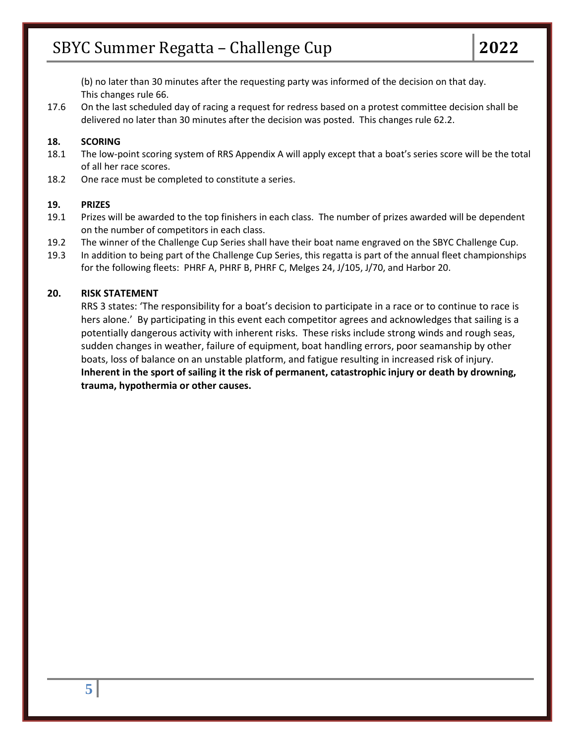(b) no later than 30 minutes after the requesting party was informed of the decision on that day. This changes rule 66.

17.6 On the last scheduled day of racing a request for redress based on a protest committee decision shall be delivered no later than 30 minutes after the decision was posted. This changes rule 62.2.

## 18. SCORING

18.1 The low-point scoring system of RRS Appendix A will apply except that a boat's series score will be the total of all her race scores.

18.2 One race must be completed to constitute a series.

## 19. PRIZES

19.1 Prizes will be awarded to the top finishers in each class. The number of prizes awarded will be dependent on the number of competitors in each class.

19.2 The winner of the Challenge Cup Series shall have their boat name engraved on the SBYC Challenge Cup.

19.3 In addition to being part of the Challenge Cup Series, this regatta is part of the annual fleet championships for the following fleets: PHRF A, PHRF B, PHRF C, Melges 24, J/105, J/70, and Harbor 20.

## 20. RISK STATEMENT

RRS 3 states: 'The responsibility for a boat's decision to participate in a race or to continue to race is hers alone.' By participating in this event each competitor agrees and acknowledges that sailing is a potentially dangerous activity with inherent risks. These risks include strong winds and rough seas, sudden changes in weather, failure of equipment, boat handling errors, poor seamanship by other boats, loss of balance on an unstable platform, and fatigue resulting in increased risk of injury. **Inherent in the sport of sailing it the risk of permanent, catastrophic injury or death by drowning, trauma, hypothermia or other causes.**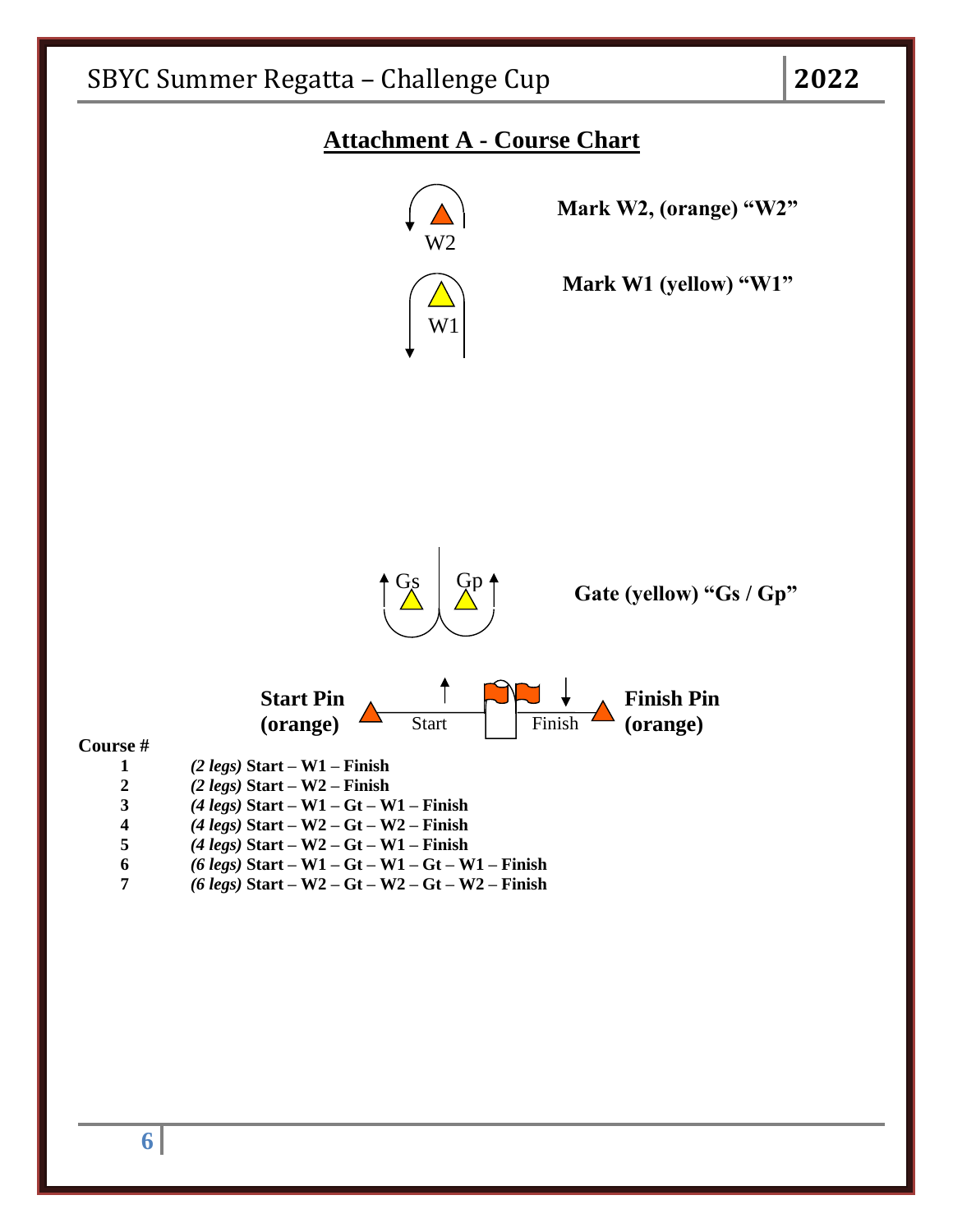## Attachment A - Course Chart

W2

**Mark W2, (orange) "W2"**

W1

**Mark W1 (yellow) "W1"**

Gs Gp

**Gate (yellow) "Gs / Gp"**

**Start Pin (orange)** Start Finish **Finish Pin (orange)**

| Course # | |
|---|---|
| 1 | *(2 legs)* **Start – W1 – Finish** |
| 2 | *(2 legs)* **Start – W2 – Finish** |
| 3 | *(4 legs)* **Start – W1 – Gt – W1 – Finish** |
| 4 | *(4 legs)* **Start – W2 – Gt – W2 – Finish** |
| 5 | *(4 legs)* **Start – W2 – Gt – W1 – Finish** |
| 6 | *(6 legs)* **Start – W1 – Gt – W1 – Gt – W1 – Finish** |
| 7 | *(6 legs)* **Start – W2 – Gt – W2 – Gt – W2 – Finish** |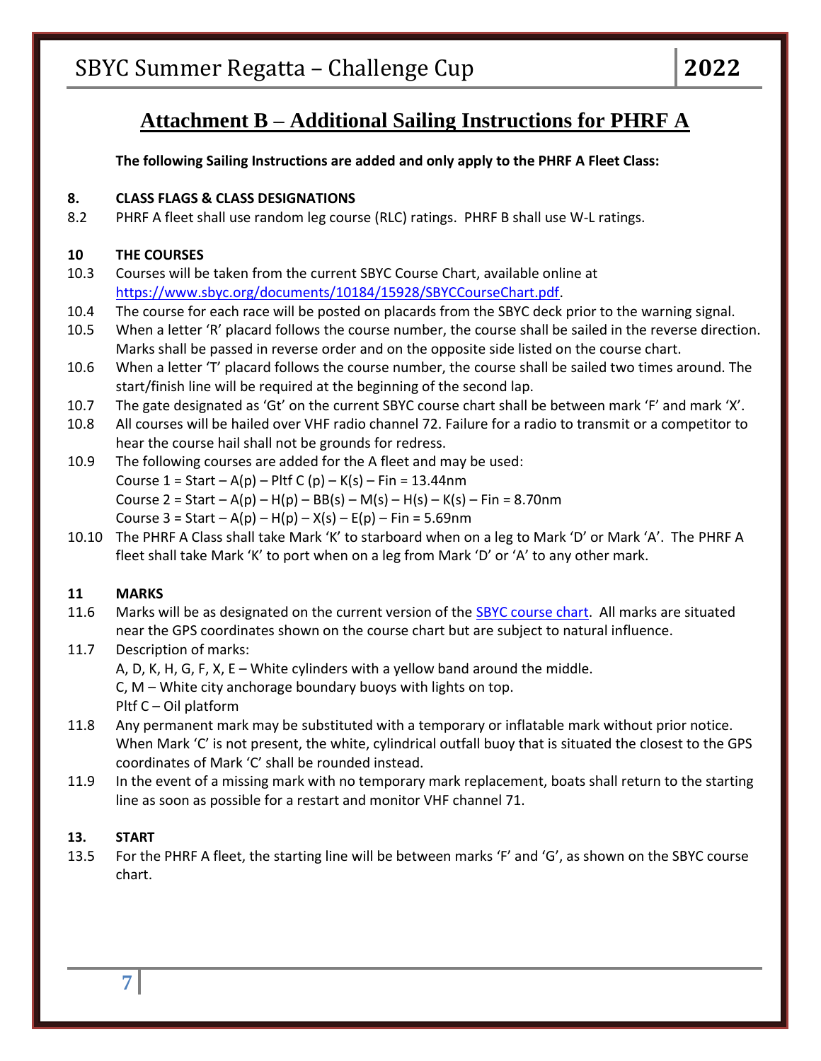# Attachment B – Additional Sailing Instructions for PHRF A

**The following Sailing Instructions are added and only apply to the PHRF A Fleet Class:**

**8. CLASS FLAGS & CLASS DESIGNATIONS**

8.2 PHRF A fleet shall use random leg course (RLC) ratings. PHRF B shall use W-L ratings.

**10 THE COURSES**

10.3 Courses will be taken from the current SBYC Course Chart, available online at https://www.sbyc.org/documents/10184/15928/SBYCCourseChart.pdf.

10.4 The course for each race will be posted on placards from the SBYC deck prior to the warning signal.

10.5 When a letter 'R' placard follows the course number, the course shall be sailed in the reverse direction. Marks shall be passed in reverse order and on the opposite side listed on the course chart.

10.6 When a letter 'T' placard follows the course number, the course shall be sailed two times around. The start/finish line will be required at the beginning of the second lap.

10.7 The gate designated as 'Gt' on the current SBYC course chart shall be between mark 'F' and mark 'X'.

10.8 All courses will be hailed over VHF radio channel 72. Failure for a radio to transmit or a competitor to hear the course hail shall not be grounds for redress.

10.9 The following courses are added for the A fleet and may be used:
Course 1 = Start – A(p) – Pltf C (p) – K(s) – Fin = 13.44nm
Course 2 = Start – A(p) – H(p) – BB(s) – M(s) – H(s) – K(s) – Fin = 8.70nm
Course 3 = Start – A(p) – H(p) – X(s) – E(p) – Fin = 5.69nm

10.10 The PHRF A Class shall take Mark 'K' to starboard when on a leg to Mark 'D' or Mark 'A'. The PHRF A fleet shall take Mark 'K' to port when on a leg from Mark 'D' or 'A' to any other mark.

**11 MARKS**

11.6 Marks will be as designated on the current version of the SBYC course chart. All marks are situated near the GPS coordinates shown on the course chart but are subject to natural influence.

11.7 Description of marks:
A, D, K, H, G, F, X, E – White cylinders with a yellow band around the middle.
C, M – White city anchorage boundary buoys with lights on top.
Pltf C – Oil platform

11.8 Any permanent mark may be substituted with a temporary or inflatable mark without prior notice. When Mark 'C' is not present, the white, cylindrical outfall buoy that is situated the closest to the GPS coordinates of Mark 'C' shall be rounded instead.

11.9 In the event of a missing mark with no temporary mark replacement, boats shall return to the starting line as soon as possible for a restart and monitor VHF channel 71.

**13. START**

13.5 For the PHRF A fleet, the starting line will be between marks 'F' and 'G', as shown on the SBYC course chart.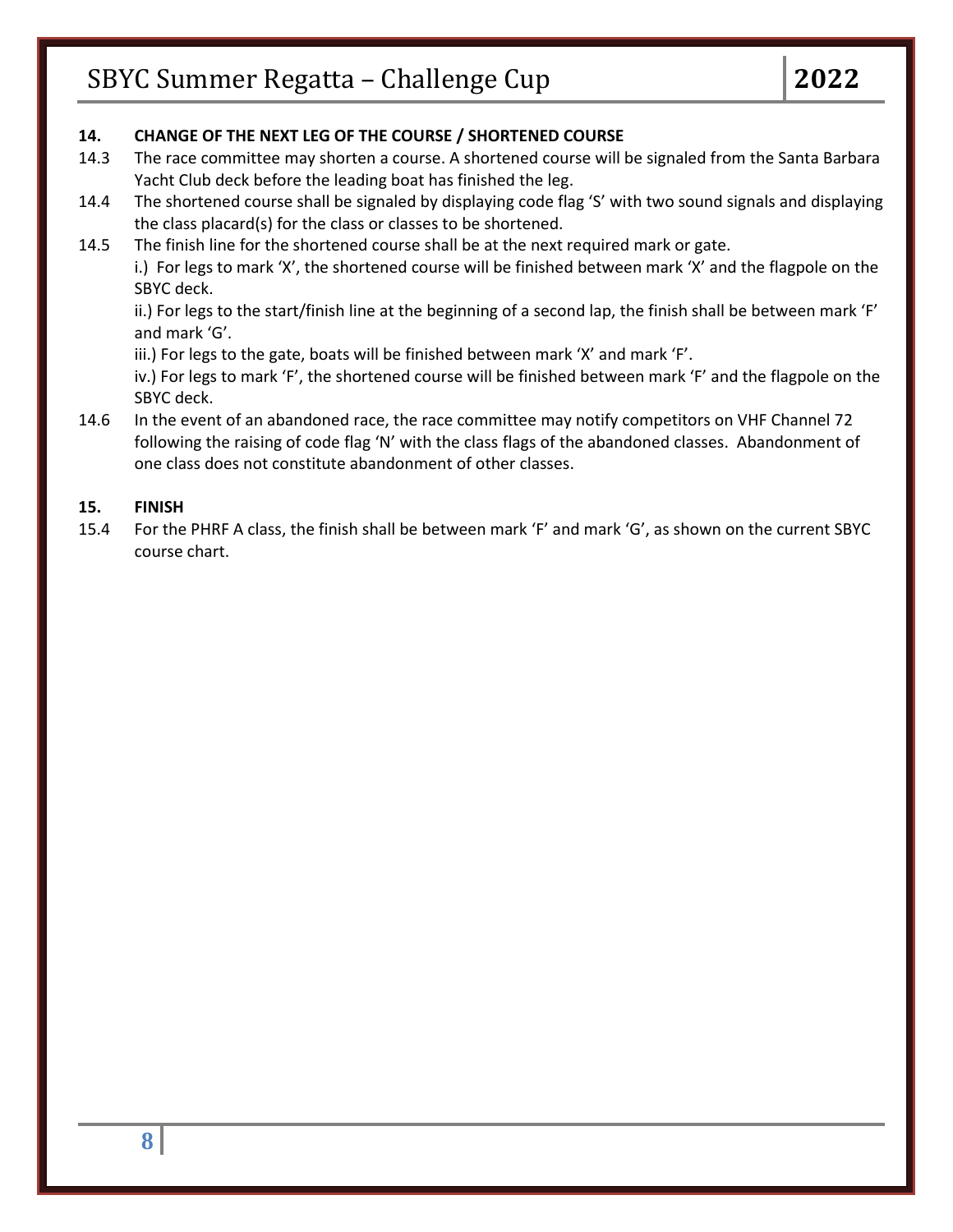## 14. CHANGE OF THE NEXT LEG OF THE COURSE / SHORTENED COURSE

14.3 The race committee may shorten a course. A shortened course will be signaled from the Santa Barbara Yacht Club deck before the leading boat has finished the leg.

14.4 The shortened course shall be signaled by displaying code flag 'S' with two sound signals and displaying the class placard(s) for the class or classes to be shortened.

14.5 The finish line for the shortened course shall be at the next required mark or gate.

i.) For legs to mark 'X', the shortened course will be finished between mark 'X' and the flagpole on the SBYC deck.

ii.) For legs to the start/finish line at the beginning of a second lap, the finish shall be between mark 'F' and mark 'G'.

iii.) For legs to the gate, boats will be finished between mark 'X' and mark 'F'.

iv.) For legs to mark 'F', the shortened course will be finished between mark 'F' and the flagpole on the SBYC deck.

14.6 In the event of an abandoned race, the race committee may notify competitors on VHF Channel 72 following the raising of code flag 'N' with the class flags of the abandoned classes. Abandonment of one class does not constitute abandonment of other classes.

## 15. FINISH

15.4 For the PHRF A class, the finish shall be between mark 'F' and mark 'G', as shown on the current SBYC course chart.